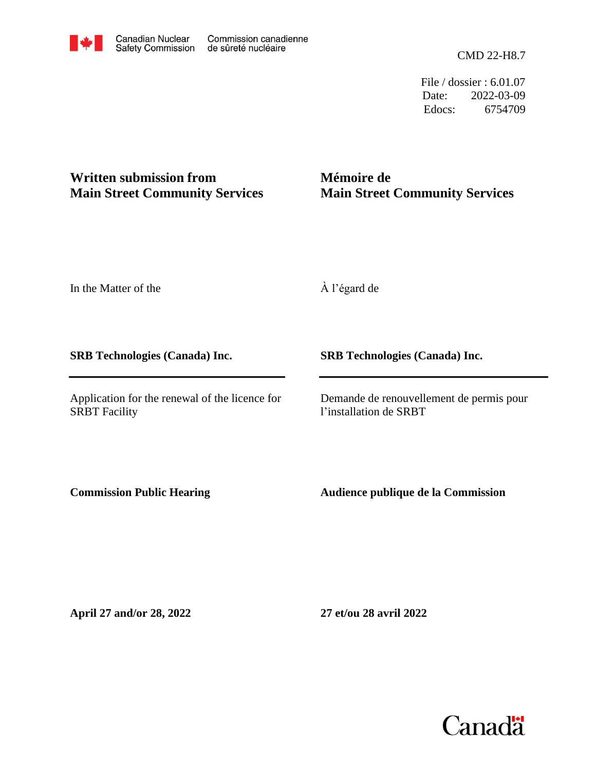Canadian Nuclear Safety Commission | Commission canadienne de sûreté nucléaire

CMD 22-H8.7

File / dossier : 6.01.07
Date: 2022-03-09
Edocs: 6754709

**Written submission from Main Street Community Services**

**Mémoire de Main Street Community Services**

In the Matter of the

À l'égard de

**SRB Technologies (Canada) Inc.**

**SRB Technologies (Canada) Inc.**

Application for the renewal of the licence for SRBT Facility

Demande de renouvellement de permis pour l'installation de SRBT

**Commission Public Hearing**

**Audience publique de la Commission**

**April 27 and/or 28, 2022**

**27 et/ou 28 avril 2022**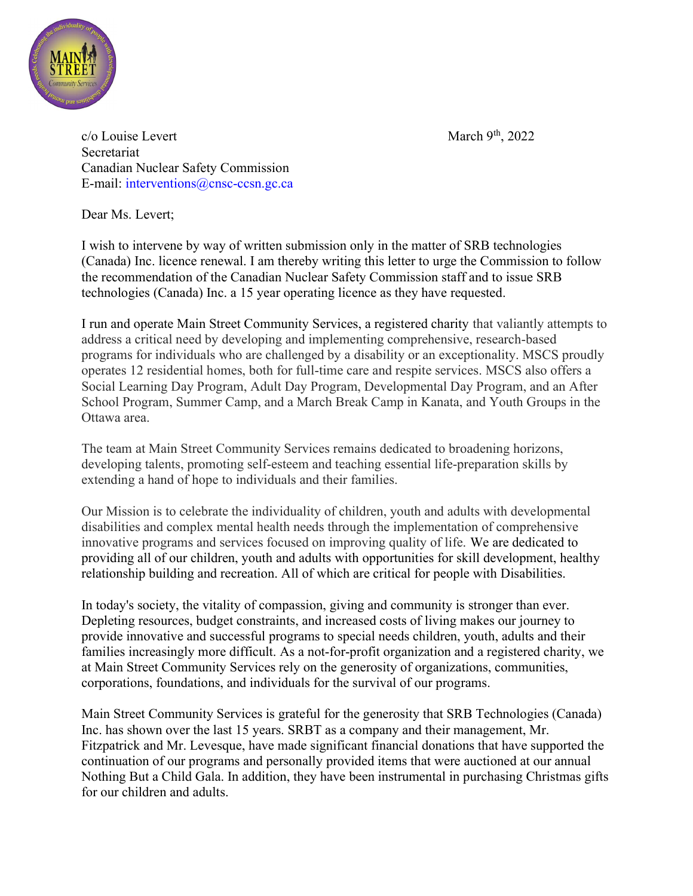c/o Louise Levert
Secretariat
Canadian Nuclear Safety Commission
E-mail: interventions@cnsc-ccsn.gc.ca

March 9th, 2022

Dear Ms. Levert;

I wish to intervene by way of written submission only in the matter of SRB technologies (Canada) Inc. licence renewal. I am thereby writing this letter to urge the Commission to follow the recommendation of the Canadian Nuclear Safety Commission staff and to issue SRB technologies (Canada) Inc. a 15 year operating licence as they have requested.

I run and operate Main Street Community Services, a registered charity that valiantly attempts to address a critical need by developing and implementing comprehensive, research-based programs for individuals who are challenged by a disability or an exceptionality. MSCS proudly operates 12 residential homes, both for full-time care and respite services. MSCS also offers a Social Learning Day Program, Adult Day Program, Developmental Day Program, and an After School Program, Summer Camp, and a March Break Camp in Kanata, and Youth Groups in the Ottawa area.

The team at Main Street Community Services remains dedicated to broadening horizons, developing talents, promoting self-esteem and teaching essential life-preparation skills by extending a hand of hope to individuals and their families.

Our Mission is to celebrate the individuality of children, youth and adults with developmental disabilities and complex mental health needs through the implementation of comprehensive innovative programs and services focused on improving quality of life. We are dedicated to providing all of our children, youth and adults with opportunities for skill development, healthy relationship building and recreation. All of which are critical for people with Disabilities.

In today's society, the vitality of compassion, giving and community is stronger than ever. Depleting resources, budget constraints, and increased costs of living makes our journey to provide innovative and successful programs to special needs children, youth, adults and their families increasingly more difficult. As a not-for-profit organization and a registered charity, we at Main Street Community Services rely on the generosity of organizations, communities, corporations, foundations, and individuals for the survival of our programs.

Main Street Community Services is grateful for the generosity that SRB Technologies (Canada) Inc. has shown over the last 15 years. SRBT as a company and their management, Mr. Fitzpatrick and Mr. Levesque, have made significant financial donations that have supported the continuation of our programs and personally provided items that were auctioned at our annual Nothing But a Child Gala. In addition, they have been instrumental in purchasing Christmas gifts for our children and adults.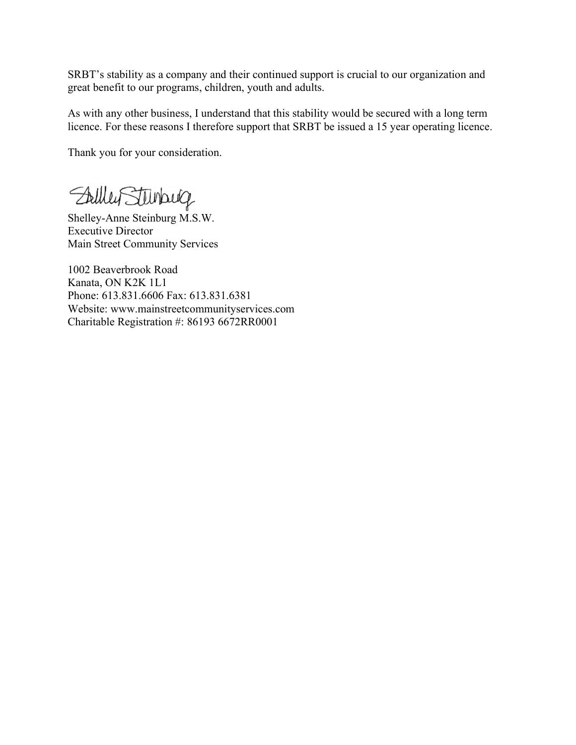SRBT's stability as a company and their continued support is crucial to our organization and great benefit to our programs, children, youth and adults.

As with any other business, I understand that this stability would be secured with a long term licence. For these reasons I therefore support that SRBT be issued a 15 year operating licence.

Thank you for your consideration.

Shelley-Anne Steinburg M.S.W.
Executive Director
Main Street Community Services

1002 Beaverbrook Road
Kanata, ON K2K 1L1
Phone: 613.831.6606 Fax: 613.831.6381
Website: www.mainstreetcommunityservices.com
Charitable Registration #: 86193 6672RR0001